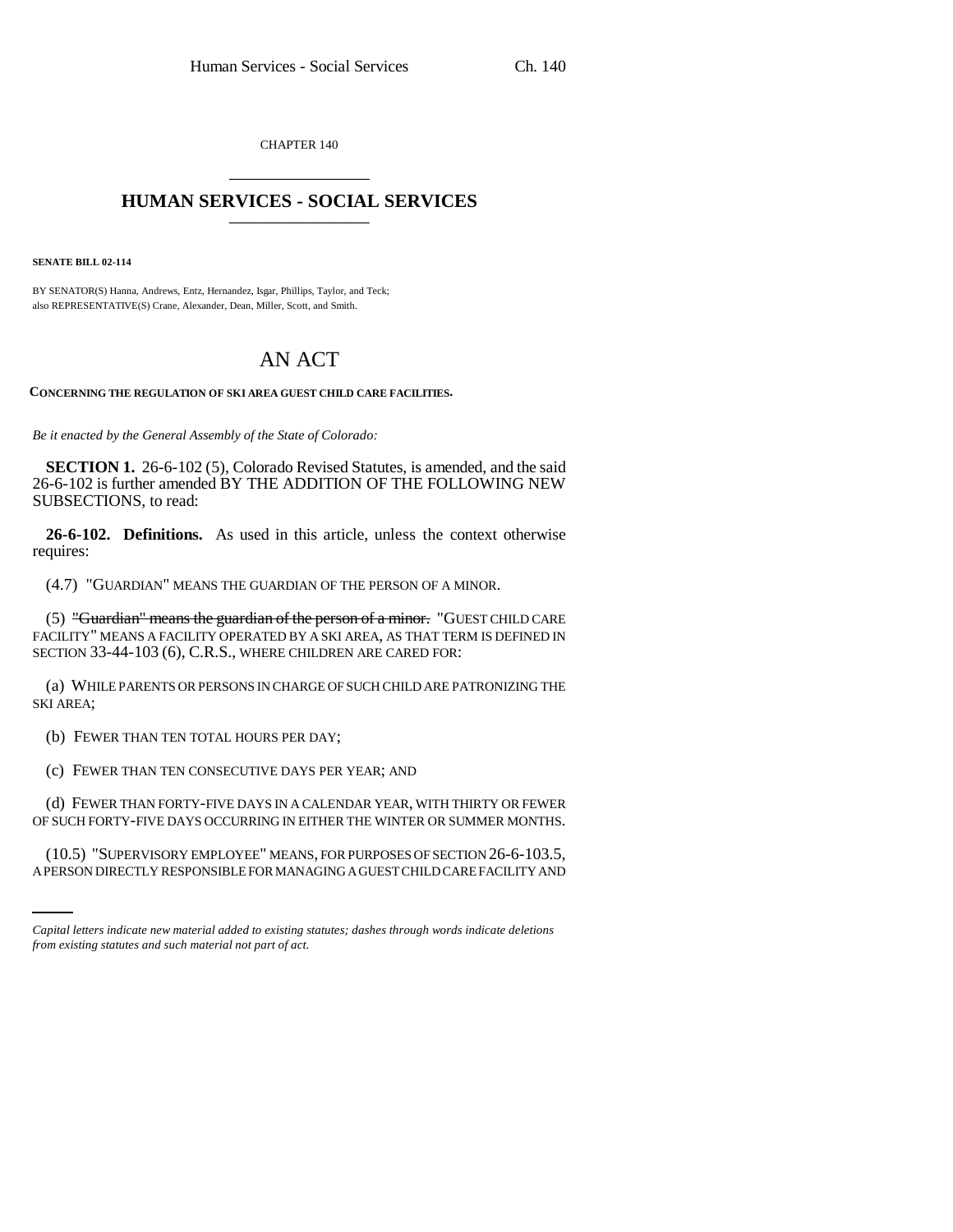CHAPTER 140

# HUMAN SERVICES - SOCIAL SERVICES

**SENATE BILL 02-114**

BY SENATOR(S) Hanna, Andrews, Entz, Hernandez, Isgar, Phillips, Taylor, and Teck;
also REPRESENTATIVE(S) Crane, Alexander, Dean, Miller, Scott, and Smith.

## AN ACT

**CONCERNING THE REGULATION OF SKI AREA GUEST CHILD CARE FACILITIES.**

*Be it enacted by the General Assembly of the State of Colorado:*

**SECTION 1.** 26-6-102 (5), Colorado Revised Statutes, is amended, and the said 26-6-102 is further amended BY THE ADDITION OF THE FOLLOWING NEW SUBSECTIONS, to read:

**26-6-102. Definitions.** As used in this article, unless the context otherwise requires:

(4.7) "GUARDIAN" MEANS THE GUARDIAN OF THE PERSON OF A MINOR.

(5) ~~"Guardian" means the guardian of the person of a minor.~~ "GUEST CHILD CARE FACILITY" MEANS A FACILITY OPERATED BY A SKI AREA, AS THAT TERM IS DEFINED IN SECTION 33-44-103 (6), C.R.S., WHERE CHILDREN ARE CARED FOR:

(a) WHILE PARENTS OR PERSONS IN CHARGE OF SUCH CHILD ARE PATRONIZING THE SKI AREA;

(b) FEWER THAN TEN TOTAL HOURS PER DAY;

(c) FEWER THAN TEN CONSECUTIVE DAYS PER YEAR; AND

(d) FEWER THAN FORTY-FIVE DAYS IN A CALENDAR YEAR, WITH THIRTY OR FEWER OF SUCH FORTY-FIVE DAYS OCCURRING IN EITHER THE WINTER OR SUMMER MONTHS.

(10.5) "SUPERVISORY EMPLOYEE" MEANS, FOR PURPOSES OF SECTION 26-6-103.5, A PERSON DIRECTLY RESPONSIBLE FOR MANAGING A GUEST CHILD CARE FACILITY AND

*Capital letters indicate new material added to existing statutes; dashes through words indicate deletions from existing statutes and such material not part of act.*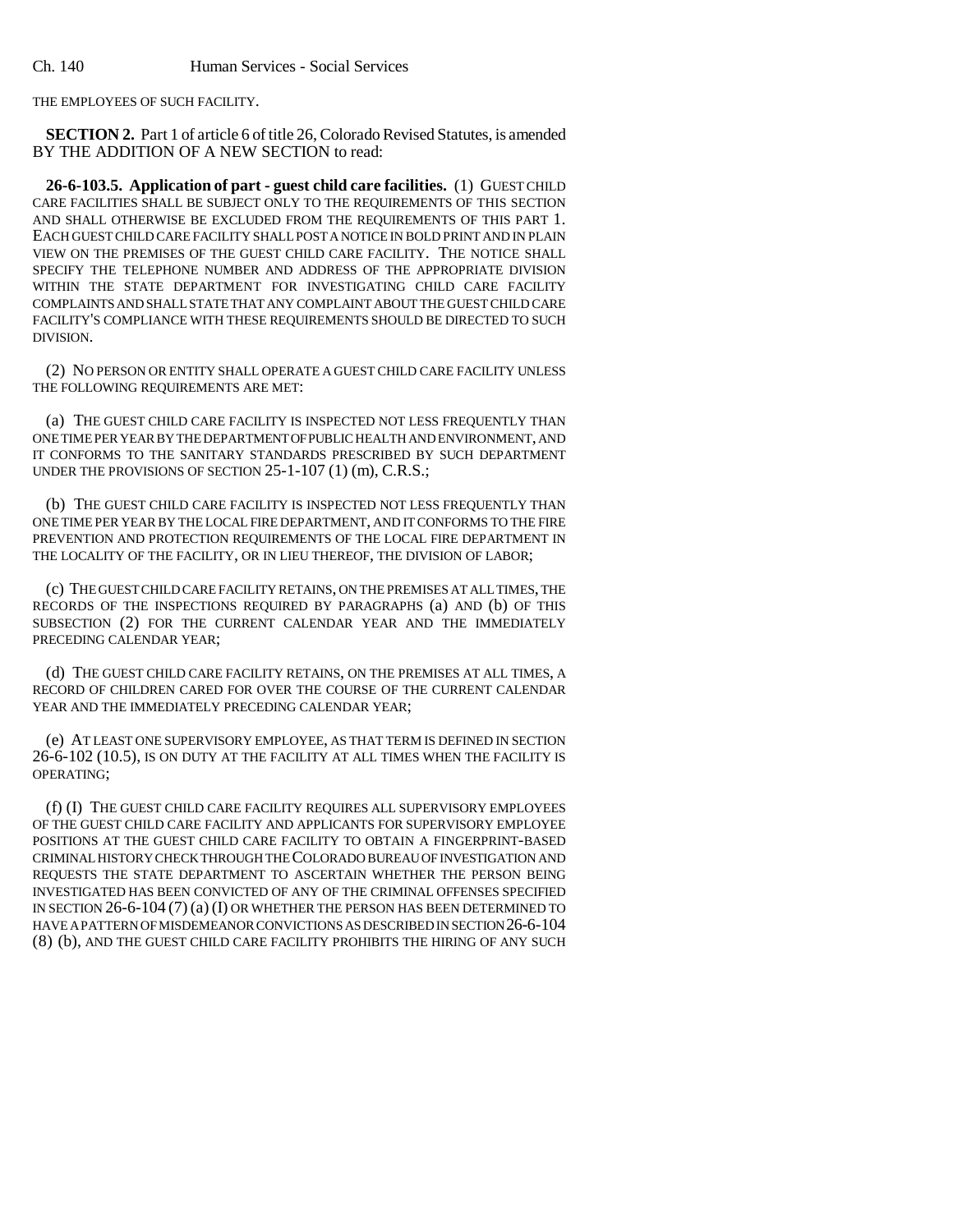THE EMPLOYEES OF SUCH FACILITY.

**SECTION 2.** Part 1 of article 6 of title 26, Colorado Revised Statutes, is amended BY THE ADDITION OF A NEW SECTION to read:

**26-6-103.5. Application of part - guest child care facilities.** (1) GUEST CHILD CARE FACILITIES SHALL BE SUBJECT ONLY TO THE REQUIREMENTS OF THIS SECTION AND SHALL OTHERWISE BE EXCLUDED FROM THE REQUIREMENTS OF THIS PART 1. EACH GUEST CHILD CARE FACILITY SHALL POST A NOTICE IN BOLD PRINT AND IN PLAIN VIEW ON THE PREMISES OF THE GUEST CHILD CARE FACILITY. THE NOTICE SHALL SPECIFY THE TELEPHONE NUMBER AND ADDRESS OF THE APPROPRIATE DIVISION WITHIN THE STATE DEPARTMENT FOR INVESTIGATING CHILD CARE FACILITY COMPLAINTS AND SHALL STATE THAT ANY COMPLAINT ABOUT THE GUEST CHILD CARE FACILITY'S COMPLIANCE WITH THESE REQUIREMENTS SHOULD BE DIRECTED TO SUCH DIVISION.

(2) NO PERSON OR ENTITY SHALL OPERATE A GUEST CHILD CARE FACILITY UNLESS THE FOLLOWING REQUIREMENTS ARE MET:

(a) THE GUEST CHILD CARE FACILITY IS INSPECTED NOT LESS FREQUENTLY THAN ONE TIME PER YEAR BY THE DEPARTMENT OF PUBLIC HEALTH AND ENVIRONMENT, AND IT CONFORMS TO THE SANITARY STANDARDS PRESCRIBED BY SUCH DEPARTMENT UNDER THE PROVISIONS OF SECTION 25-1-107 (1) (m), C.R.S.;

(b) THE GUEST CHILD CARE FACILITY IS INSPECTED NOT LESS FREQUENTLY THAN ONE TIME PER YEAR BY THE LOCAL FIRE DEPARTMENT, AND IT CONFORMS TO THE FIRE PREVENTION AND PROTECTION REQUIREMENTS OF THE LOCAL FIRE DEPARTMENT IN THE LOCALITY OF THE FACILITY, OR IN LIEU THEREOF, THE DIVISION OF LABOR;

(c) THE GUEST CHILD CARE FACILITY RETAINS, ON THE PREMISES AT ALL TIMES, THE RECORDS OF THE INSPECTIONS REQUIRED BY PARAGRAPHS (a) AND (b) OF THIS SUBSECTION (2) FOR THE CURRENT CALENDAR YEAR AND THE IMMEDIATELY PRECEDING CALENDAR YEAR;

(d) THE GUEST CHILD CARE FACILITY RETAINS, ON THE PREMISES AT ALL TIMES, A RECORD OF CHILDREN CARED FOR OVER THE COURSE OF THE CURRENT CALENDAR YEAR AND THE IMMEDIATELY PRECEDING CALENDAR YEAR;

(e) AT LEAST ONE SUPERVISORY EMPLOYEE, AS THAT TERM IS DEFINED IN SECTION 26-6-102 (10.5), IS ON DUTY AT THE FACILITY AT ALL TIMES WHEN THE FACILITY IS OPERATING;

(f) (I) THE GUEST CHILD CARE FACILITY REQUIRES ALL SUPERVISORY EMPLOYEES OF THE GUEST CHILD CARE FACILITY AND APPLICANTS FOR SUPERVISORY EMPLOYEE POSITIONS AT THE GUEST CHILD CARE FACILITY TO OBTAIN A FINGERPRINT-BASED CRIMINAL HISTORY CHECK THROUGH THE COLORADO BUREAU OF INVESTIGATION AND REQUESTS THE STATE DEPARTMENT TO ASCERTAIN WHETHER THE PERSON BEING INVESTIGATED HAS BEEN CONVICTED OF ANY OF THE CRIMINAL OFFENSES SPECIFIED IN SECTION 26-6-104 (7) (a) (I) OR WHETHER THE PERSON HAS BEEN DETERMINED TO HAVE A PATTERN OF MISDEMEANOR CONVICTIONS AS DESCRIBED IN SECTION 26-6-104 (8) (b), AND THE GUEST CHILD CARE FACILITY PROHIBITS THE HIRING OF ANY SUCH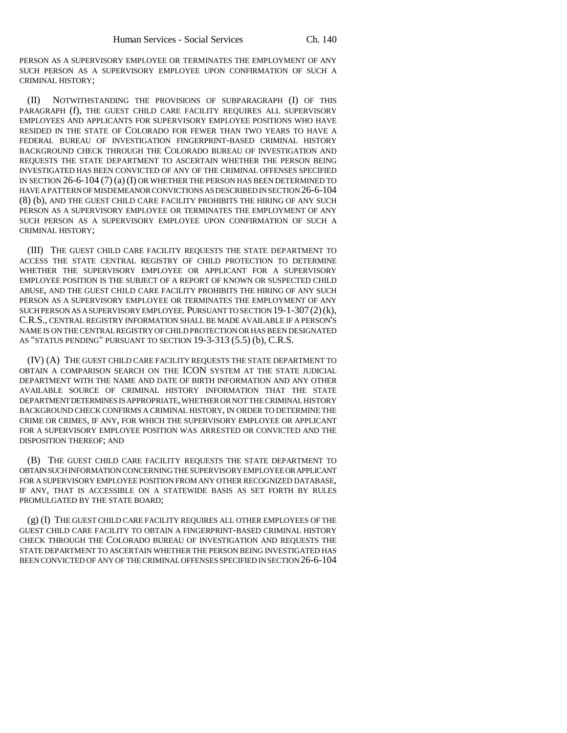PERSON AS A SUPERVISORY EMPLOYEE OR TERMINATES THE EMPLOYMENT OF ANY SUCH PERSON AS A SUPERVISORY EMPLOYEE UPON CONFIRMATION OF SUCH A CRIMINAL HISTORY;

(II) NOTWITHSTANDING THE PROVISIONS OF SUBPARAGRAPH (I) OF THIS PARAGRAPH (f), THE GUEST CHILD CARE FACILITY REQUIRES ALL SUPERVISORY EMPLOYEES AND APPLICANTS FOR SUPERVISORY EMPLOYEE POSITIONS WHO HAVE RESIDED IN THE STATE OF COLORADO FOR FEWER THAN TWO YEARS TO HAVE A FEDERAL BUREAU OF INVESTIGATION FINGERPRINT-BASED CRIMINAL HISTORY BACKGROUND CHECK THROUGH THE COLORADO BUREAU OF INVESTIGATION AND REQUESTS THE STATE DEPARTMENT TO ASCERTAIN WHETHER THE PERSON BEING INVESTIGATED HAS BEEN CONVICTED OF ANY OF THE CRIMINAL OFFENSES SPECIFIED IN SECTION 26-6-104 (7) (a) (I) OR WHETHER THE PERSON HAS BEEN DETERMINED TO HAVE A PATTERN OF MISDEMEANOR CONVICTIONS AS DESCRIBED IN SECTION 26-6-104 (8) (b), AND THE GUEST CHILD CARE FACILITY PROHIBITS THE HIRING OF ANY SUCH PERSON AS A SUPERVISORY EMPLOYEE OR TERMINATES THE EMPLOYMENT OF ANY SUCH PERSON AS A SUPERVISORY EMPLOYEE UPON CONFIRMATION OF SUCH A CRIMINAL HISTORY;

(III) THE GUEST CHILD CARE FACILITY REQUESTS THE STATE DEPARTMENT TO ACCESS THE STATE CENTRAL REGISTRY OF CHILD PROTECTION TO DETERMINE WHETHER THE SUPERVISORY EMPLOYEE OR APPLICANT FOR A SUPERVISORY EMPLOYEE POSITION IS THE SUBJECT OF A REPORT OF KNOWN OR SUSPECTED CHILD ABUSE, AND THE GUEST CHILD CARE FACILITY PROHIBITS THE HIRING OF ANY SUCH PERSON AS A SUPERVISORY EMPLOYEE OR TERMINATES THE EMPLOYMENT OF ANY SUCH PERSON AS A SUPERVISORY EMPLOYEE. PURSUANT TO SECTION 19-1-307 (2) (k), C.R.S., CENTRAL REGISTRY INFORMATION SHALL BE MADE AVAILABLE IF A PERSON'S NAME IS ON THE CENTRAL REGISTRY OF CHILD PROTECTION OR HAS BEEN DESIGNATED AS "STATUS PENDING" PURSUANT TO SECTION 19-3-313 (5.5) (b), C.R.S.

(IV) (A) THE GUEST CHILD CARE FACILITY REQUESTS THE STATE DEPARTMENT TO OBTAIN A COMPARISON SEARCH ON THE ICON SYSTEM AT THE STATE JUDICIAL DEPARTMENT WITH THE NAME AND DATE OF BIRTH INFORMATION AND ANY OTHER AVAILABLE SOURCE OF CRIMINAL HISTORY INFORMATION THAT THE STATE DEPARTMENT DETERMINES IS APPROPRIATE, WHETHER OR NOT THE CRIMINAL HISTORY BACKGROUND CHECK CONFIRMS A CRIMINAL HISTORY, IN ORDER TO DETERMINE THE CRIME OR CRIMES, IF ANY, FOR WHICH THE SUPERVISORY EMPLOYEE OR APPLICANT FOR A SUPERVISORY EMPLOYEE POSITION WAS ARRESTED OR CONVICTED AND THE DISPOSITION THEREOF; AND

(B) THE GUEST CHILD CARE FACILITY REQUESTS THE STATE DEPARTMENT TO OBTAIN SUCH INFORMATION CONCERNING THE SUPERVISORY EMPLOYEE OR APPLICANT FOR A SUPERVISORY EMPLOYEE POSITION FROM ANY OTHER RECOGNIZED DATABASE, IF ANY, THAT IS ACCESSIBLE ON A STATEWIDE BASIS AS SET FORTH BY RULES PROMULGATED BY THE STATE BOARD;

(g) (I) THE GUEST CHILD CARE FACILITY REQUIRES ALL OTHER EMPLOYEES OF THE GUEST CHILD CARE FACILITY TO OBTAIN A FINGERPRINT-BASED CRIMINAL HISTORY CHECK THROUGH THE COLORADO BUREAU OF INVESTIGATION AND REQUESTS THE STATE DEPARTMENT TO ASCERTAIN WHETHER THE PERSON BEING INVESTIGATED HAS BEEN CONVICTED OF ANY OF THE CRIMINAL OFFENSES SPECIFIED IN SECTION 26-6-104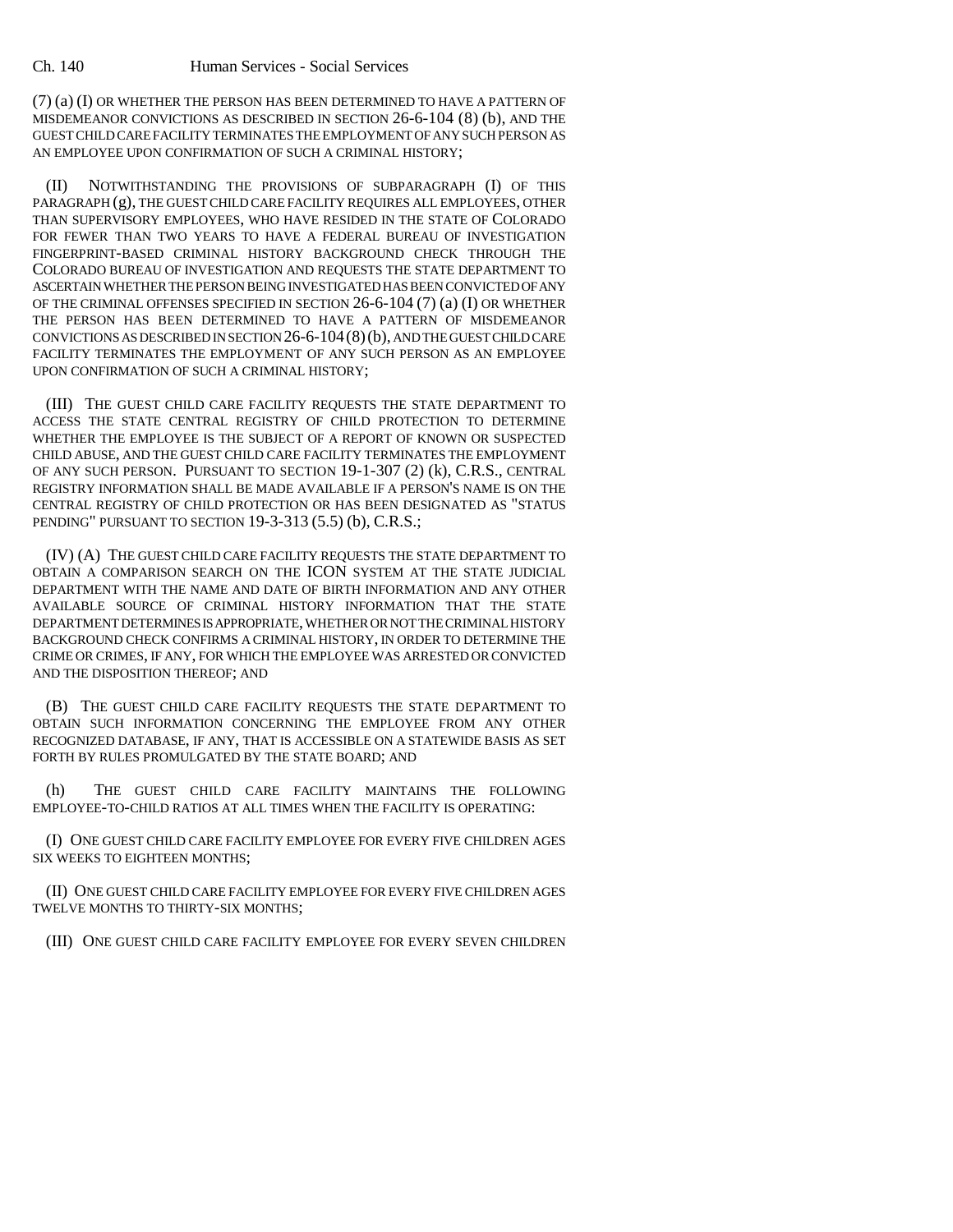(7) (a) (I) OR WHETHER THE PERSON HAS BEEN DETERMINED TO HAVE A PATTERN OF MISDEMEANOR CONVICTIONS AS DESCRIBED IN SECTION 26-6-104 (8) (b), AND THE GUEST CHILD CARE FACILITY TERMINATES THE EMPLOYMENT OF ANY SUCH PERSON AS AN EMPLOYEE UPON CONFIRMATION OF SUCH A CRIMINAL HISTORY;

(II) NOTWITHSTANDING THE PROVISIONS OF SUBPARAGRAPH (I) OF THIS PARAGRAPH (g), THE GUEST CHILD CARE FACILITY REQUIRES ALL EMPLOYEES, OTHER THAN SUPERVISORY EMPLOYEES, WHO HAVE RESIDED IN THE STATE OF COLORADO FOR FEWER THAN TWO YEARS TO HAVE A FEDERAL BUREAU OF INVESTIGATION FINGERPRINT-BASED CRIMINAL HISTORY BACKGROUND CHECK THROUGH THE COLORADO BUREAU OF INVESTIGATION AND REQUESTS THE STATE DEPARTMENT TO ASCERTAIN WHETHER THE PERSON BEING INVESTIGATED HAS BEEN CONVICTED OF ANY OF THE CRIMINAL OFFENSES SPECIFIED IN SECTION 26-6-104 (7) (a) (I) OR WHETHER THE PERSON HAS BEEN DETERMINED TO HAVE A PATTERN OF MISDEMEANOR CONVICTIONS AS DESCRIBED IN SECTION 26-6-104 (8) (b), AND THE GUEST CHILD CARE FACILITY TERMINATES THE EMPLOYMENT OF ANY SUCH PERSON AS AN EMPLOYEE UPON CONFIRMATION OF SUCH A CRIMINAL HISTORY;

(III) THE GUEST CHILD CARE FACILITY REQUESTS THE STATE DEPARTMENT TO ACCESS THE STATE CENTRAL REGISTRY OF CHILD PROTECTION TO DETERMINE WHETHER THE EMPLOYEE IS THE SUBJECT OF A REPORT OF KNOWN OR SUSPECTED CHILD ABUSE, AND THE GUEST CHILD CARE FACILITY TERMINATES THE EMPLOYMENT OF ANY SUCH PERSON. PURSUANT TO SECTION 19-1-307 (2) (k), C.R.S., CENTRAL REGISTRY INFORMATION SHALL BE MADE AVAILABLE IF A PERSON'S NAME IS ON THE CENTRAL REGISTRY OF CHILD PROTECTION OR HAS BEEN DESIGNATED AS "STATUS PENDING" PURSUANT TO SECTION 19-3-313 (5.5) (b), C.R.S.;

(IV) (A) THE GUEST CHILD CARE FACILITY REQUESTS THE STATE DEPARTMENT TO OBTAIN A COMPARISON SEARCH ON THE ICON SYSTEM AT THE STATE JUDICIAL DEPARTMENT WITH THE NAME AND DATE OF BIRTH INFORMATION AND ANY OTHER AVAILABLE SOURCE OF CRIMINAL HISTORY INFORMATION THAT THE STATE DEPARTMENT DETERMINES IS APPROPRIATE, WHETHER OR NOT THE CRIMINAL HISTORY BACKGROUND CHECK CONFIRMS A CRIMINAL HISTORY, IN ORDER TO DETERMINE THE CRIME OR CRIMES, IF ANY, FOR WHICH THE EMPLOYEE WAS ARRESTED OR CONVICTED AND THE DISPOSITION THEREOF; AND

(B) THE GUEST CHILD CARE FACILITY REQUESTS THE STATE DEPARTMENT TO OBTAIN SUCH INFORMATION CONCERNING THE EMPLOYEE FROM ANY OTHER RECOGNIZED DATABASE, IF ANY, THAT IS ACCESSIBLE ON A STATEWIDE BASIS AS SET FORTH BY RULES PROMULGATED BY THE STATE BOARD; AND

(h) THE GUEST CHILD CARE FACILITY MAINTAINS THE FOLLOWING EMPLOYEE-TO-CHILD RATIOS AT ALL TIMES WHEN THE FACILITY IS OPERATING:

(I) ONE GUEST CHILD CARE FACILITY EMPLOYEE FOR EVERY FIVE CHILDREN AGES SIX WEEKS TO EIGHTEEN MONTHS;

(II) ONE GUEST CHILD CARE FACILITY EMPLOYEE FOR EVERY FIVE CHILDREN AGES TWELVE MONTHS TO THIRTY-SIX MONTHS;

(III) ONE GUEST CHILD CARE FACILITY EMPLOYEE FOR EVERY SEVEN CHILDREN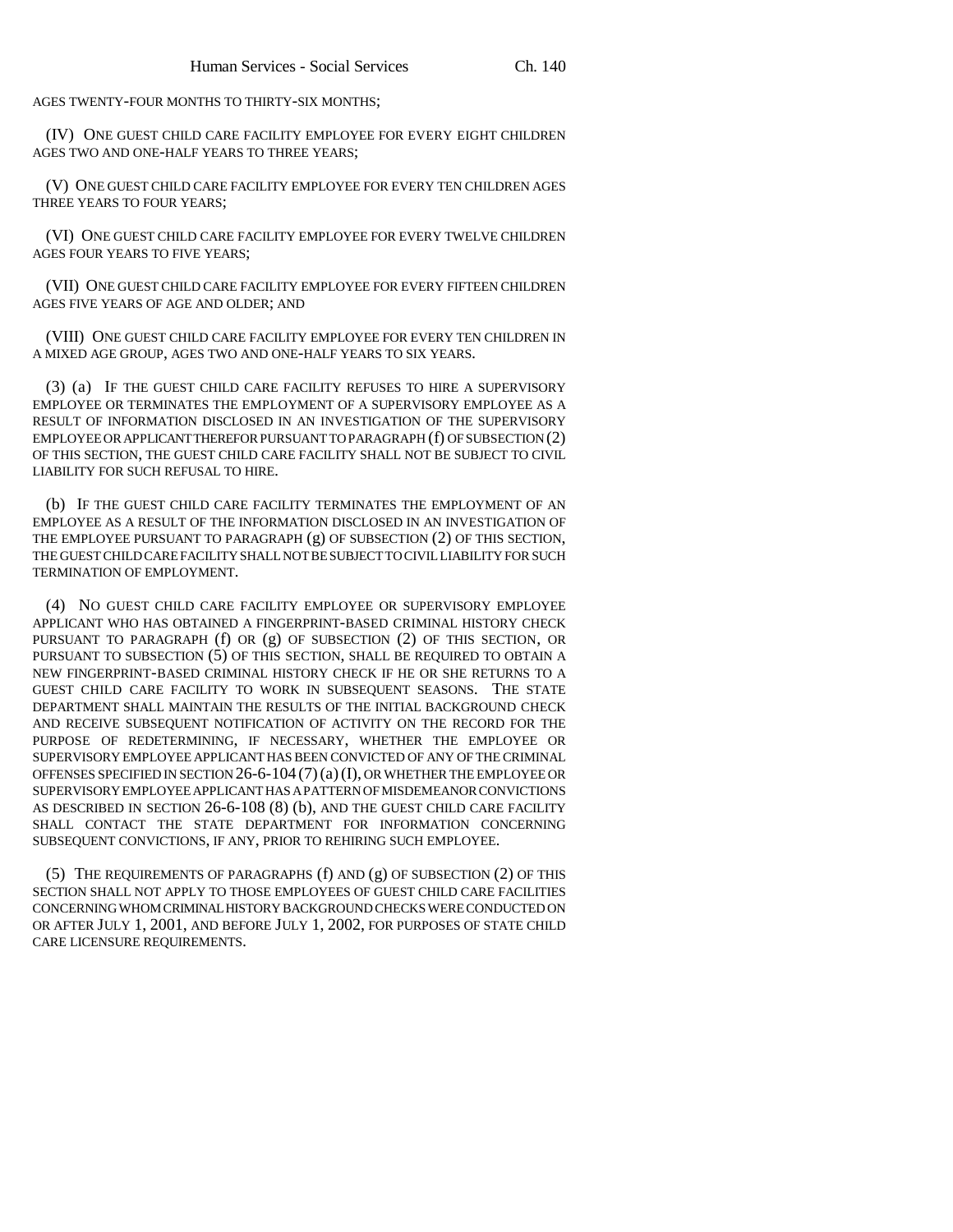AGES TWENTY-FOUR MONTHS TO THIRTY-SIX MONTHS;

(IV) ONE GUEST CHILD CARE FACILITY EMPLOYEE FOR EVERY EIGHT CHILDREN AGES TWO AND ONE-HALF YEARS TO THREE YEARS;

(V) ONE GUEST CHILD CARE FACILITY EMPLOYEE FOR EVERY TEN CHILDREN AGES THREE YEARS TO FOUR YEARS;

(VI) ONE GUEST CHILD CARE FACILITY EMPLOYEE FOR EVERY TWELVE CHILDREN AGES FOUR YEARS TO FIVE YEARS;

(VII) ONE GUEST CHILD CARE FACILITY EMPLOYEE FOR EVERY FIFTEEN CHILDREN AGES FIVE YEARS OF AGE AND OLDER; AND

(VIII) ONE GUEST CHILD CARE FACILITY EMPLOYEE FOR EVERY TEN CHILDREN IN A MIXED AGE GROUP, AGES TWO AND ONE-HALF YEARS TO SIX YEARS.

(3) (a) IF THE GUEST CHILD CARE FACILITY REFUSES TO HIRE A SUPERVISORY EMPLOYEE OR TERMINATES THE EMPLOYMENT OF A SUPERVISORY EMPLOYEE AS A RESULT OF INFORMATION DISCLOSED IN AN INVESTIGATION OF THE SUPERVISORY EMPLOYEE OR APPLICANT THEREFOR PURSUANT TO PARAGRAPH (f) OF SUBSECTION (2) OF THIS SECTION, THE GUEST CHILD CARE FACILITY SHALL NOT BE SUBJECT TO CIVIL LIABILITY FOR SUCH REFUSAL TO HIRE.

(b) IF THE GUEST CHILD CARE FACILITY TERMINATES THE EMPLOYMENT OF AN EMPLOYEE AS A RESULT OF THE INFORMATION DISCLOSED IN AN INVESTIGATION OF THE EMPLOYEE PURSUANT TO PARAGRAPH (g) OF SUBSECTION (2) OF THIS SECTION, THE GUEST CHILD CARE FACILITY SHALL NOT BE SUBJECT TO CIVIL LIABILITY FOR SUCH TERMINATION OF EMPLOYMENT.

(4) NO GUEST CHILD CARE FACILITY EMPLOYEE OR SUPERVISORY EMPLOYEE APPLICANT WHO HAS OBTAINED A FINGERPRINT-BASED CRIMINAL HISTORY CHECK PURSUANT TO PARAGRAPH (f) OR (g) OF SUBSECTION (2) OF THIS SECTION, OR PURSUANT TO SUBSECTION (5) OF THIS SECTION, SHALL BE REQUIRED TO OBTAIN A NEW FINGERPRINT-BASED CRIMINAL HISTORY CHECK IF HE OR SHE RETURNS TO A GUEST CHILD CARE FACILITY TO WORK IN SUBSEQUENT SEASONS. THE STATE DEPARTMENT SHALL MAINTAIN THE RESULTS OF THE INITIAL BACKGROUND CHECK AND RECEIVE SUBSEQUENT NOTIFICATION OF ACTIVITY ON THE RECORD FOR THE PURPOSE OF REDETERMINING, IF NECESSARY, WHETHER THE EMPLOYEE OR SUPERVISORY EMPLOYEE APPLICANT HAS BEEN CONVICTED OF ANY OF THE CRIMINAL OFFENSES SPECIFIED IN SECTION 26-6-104 (7) (a) (I), OR WHETHER THE EMPLOYEE OR SUPERVISORY EMPLOYEE APPLICANT HAS A PATTERN OF MISDEMEANOR CONVICTIONS AS DESCRIBED IN SECTION 26-6-108 (8) (b), AND THE GUEST CHILD CARE FACILITY SHALL CONTACT THE STATE DEPARTMENT FOR INFORMATION CONCERNING SUBSEQUENT CONVICTIONS, IF ANY, PRIOR TO REHIRING SUCH EMPLOYEE.

(5) THE REQUIREMENTS OF PARAGRAPHS (f) AND (g) OF SUBSECTION (2) OF THIS SECTION SHALL NOT APPLY TO THOSE EMPLOYEES OF GUEST CHILD CARE FACILITIES CONCERNING WHOM CRIMINAL HISTORY BACKGROUND CHECKS WERE CONDUCTED ON OR AFTER JULY 1, 2001, AND BEFORE JULY 1, 2002, FOR PURPOSES OF STATE CHILD CARE LICENSURE REQUIREMENTS.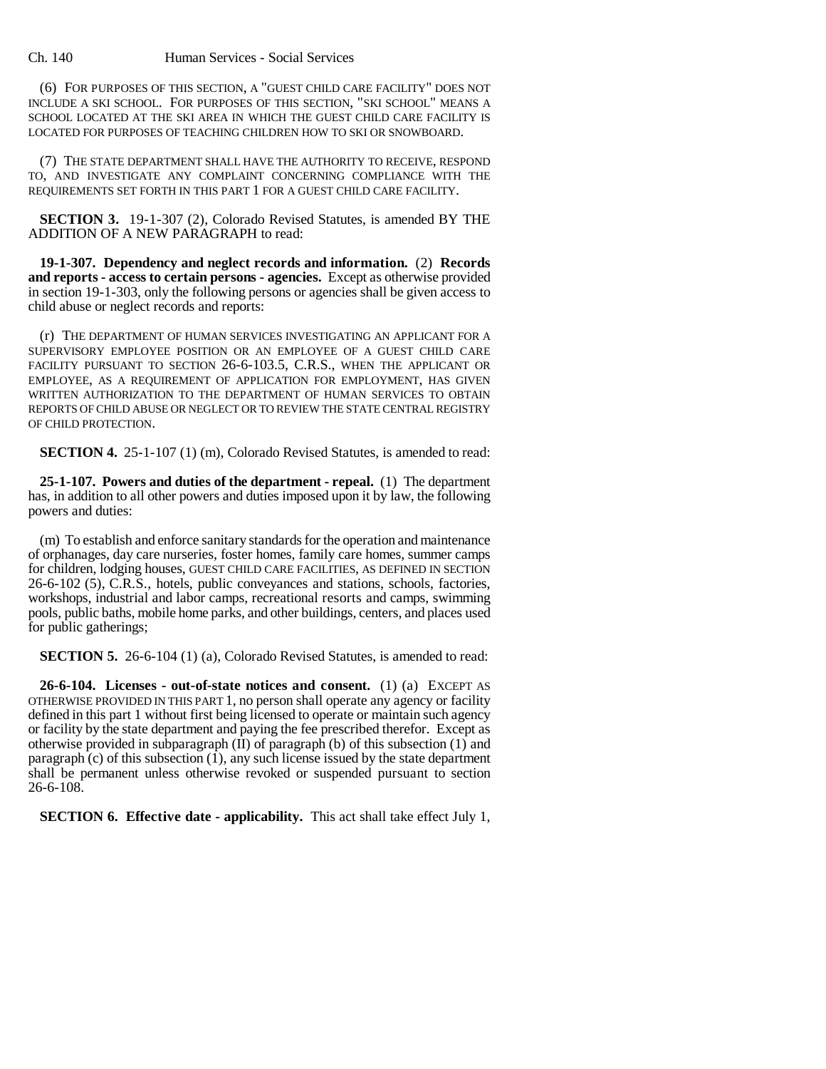(6) FOR PURPOSES OF THIS SECTION, A "GUEST CHILD CARE FACILITY" DOES NOT INCLUDE A SKI SCHOOL. FOR PURPOSES OF THIS SECTION, "SKI SCHOOL" MEANS A SCHOOL LOCATED AT THE SKI AREA IN WHICH THE GUEST CHILD CARE FACILITY IS LOCATED FOR PURPOSES OF TEACHING CHILDREN HOW TO SKI OR SNOWBOARD.

(7) THE STATE DEPARTMENT SHALL HAVE THE AUTHORITY TO RECEIVE, RESPOND TO, AND INVESTIGATE ANY COMPLAINT CONCERNING COMPLIANCE WITH THE REQUIREMENTS SET FORTH IN THIS PART 1 FOR A GUEST CHILD CARE FACILITY.

**SECTION 3.** 19-1-307 (2), Colorado Revised Statutes, is amended BY THE ADDITION OF A NEW PARAGRAPH to read:

**19-1-307. Dependency and neglect records and information.** (2) **Records and reports - access to certain persons - agencies.** Except as otherwise provided in section 19-1-303, only the following persons or agencies shall be given access to child abuse or neglect records and reports:

(r) THE DEPARTMENT OF HUMAN SERVICES INVESTIGATING AN APPLICANT FOR A SUPERVISORY EMPLOYEE POSITION OR AN EMPLOYEE OF A GUEST CHILD CARE FACILITY PURSUANT TO SECTION 26-6-103.5, C.R.S., WHEN THE APPLICANT OR EMPLOYEE, AS A REQUIREMENT OF APPLICATION FOR EMPLOYMENT, HAS GIVEN WRITTEN AUTHORIZATION TO THE DEPARTMENT OF HUMAN SERVICES TO OBTAIN REPORTS OF CHILD ABUSE OR NEGLECT OR TO REVIEW THE STATE CENTRAL REGISTRY OF CHILD PROTECTION.

**SECTION 4.** 25-1-107 (1) (m), Colorado Revised Statutes, is amended to read:

**25-1-107. Powers and duties of the department - repeal.** (1) The department has, in addition to all other powers and duties imposed upon it by law, the following powers and duties:

(m) To establish and enforce sanitary standards for the operation and maintenance of orphanages, day care nurseries, foster homes, family care homes, summer camps for children, lodging houses, GUEST CHILD CARE FACILITIES, AS DEFINED IN SECTION 26-6-102 (5), C.R.S., hotels, public conveyances and stations, schools, factories, workshops, industrial and labor camps, recreational resorts and camps, swimming pools, public baths, mobile home parks, and other buildings, centers, and places used for public gatherings;

**SECTION 5.** 26-6-104 (1) (a), Colorado Revised Statutes, is amended to read:

**26-6-104. Licenses - out-of-state notices and consent.** (1) (a) EXCEPT AS OTHERWISE PROVIDED IN THIS PART 1, no person shall operate any agency or facility defined in this part 1 without first being licensed to operate or maintain such agency or facility by the state department and paying the fee prescribed therefor. Except as otherwise provided in subparagraph (II) of paragraph (b) of this subsection (1) and paragraph (c) of this subsection (1), any such license issued by the state department shall be permanent unless otherwise revoked or suspended pursuant to section 26-6-108.

**SECTION 6. Effective date - applicability.** This act shall take effect July 1,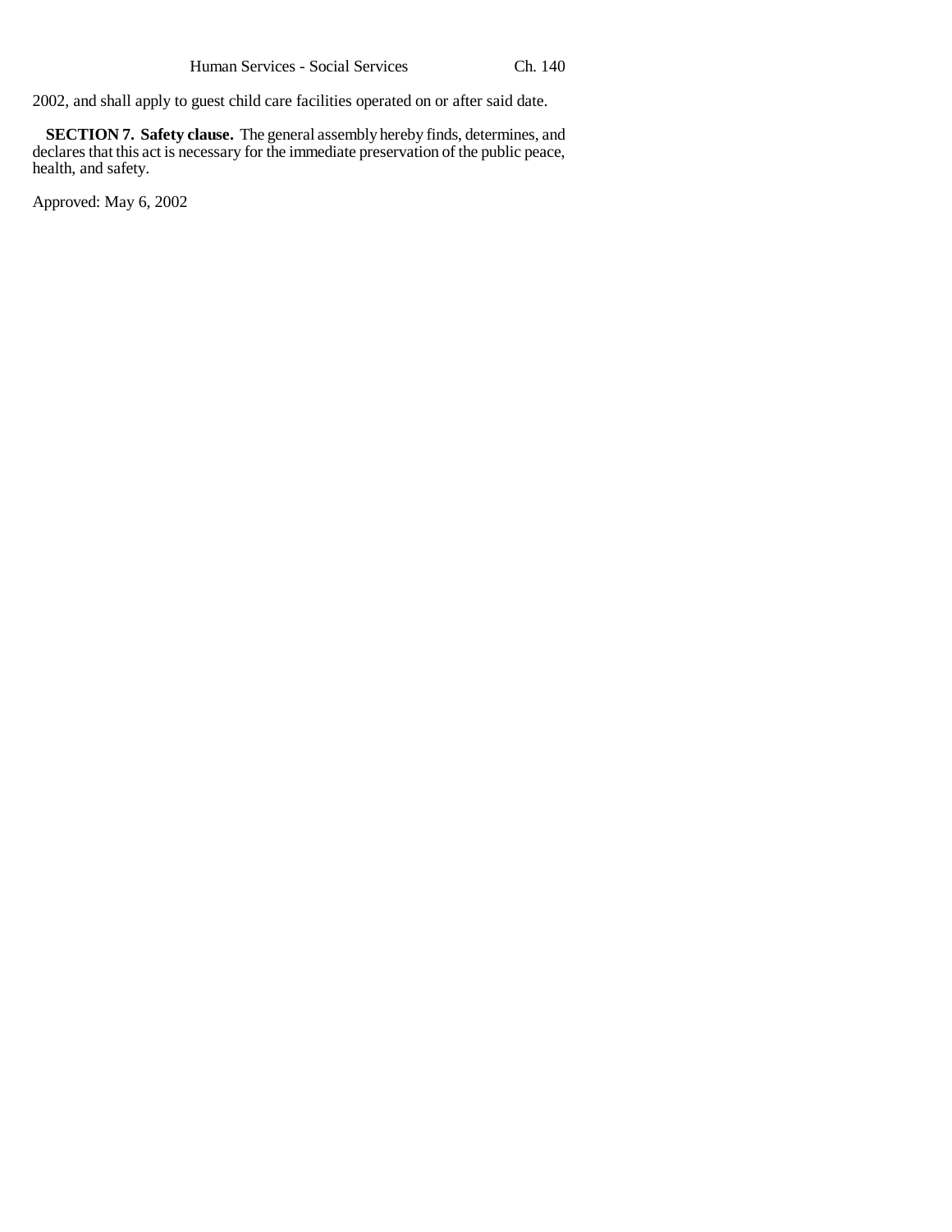2002, and shall apply to guest child care facilities operated on or after said date.

**SECTION 7. Safety clause.** The general assembly hereby finds, determines, and declares that this act is necessary for the immediate preservation of the public peace, health, and safety.

Approved: May 6, 2002